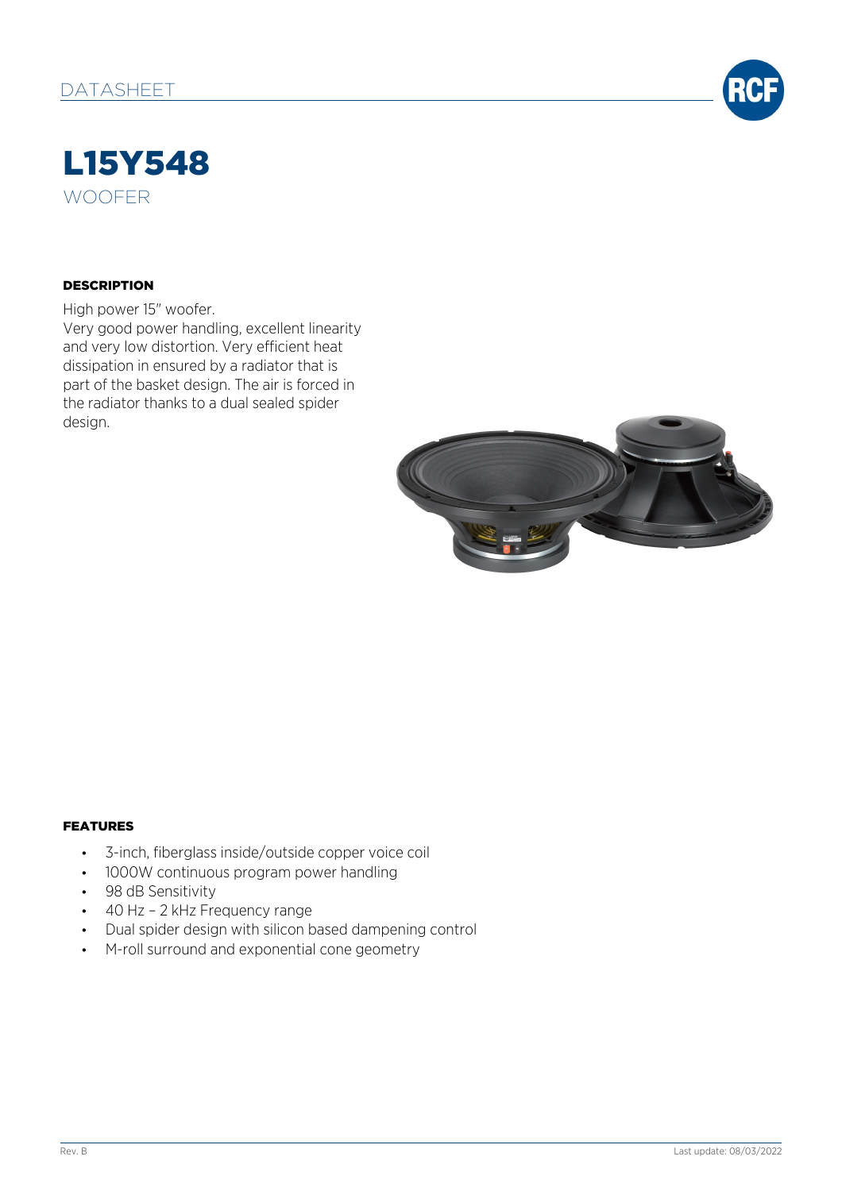DATASHEET

# L15Y548

WOOFER

## DESCRIPTION

High power 15" woofer.
Very good power handling, excellent linearity and very low distortion. Very efficient heat dissipation in ensured by a radiator that is part of the basket design. The air is forced in the radiator thanks to a dual sealed spider design.

## FEATURES

- 3-inch, fiberglass inside/outside copper voice coil
- 1000W continuous program power handling
- 98 dB Sensitivity
- 40 Hz – 2 kHz Frequency range
- Dual spider design with silicon based dampening control
- M-roll surround and exponential cone geometry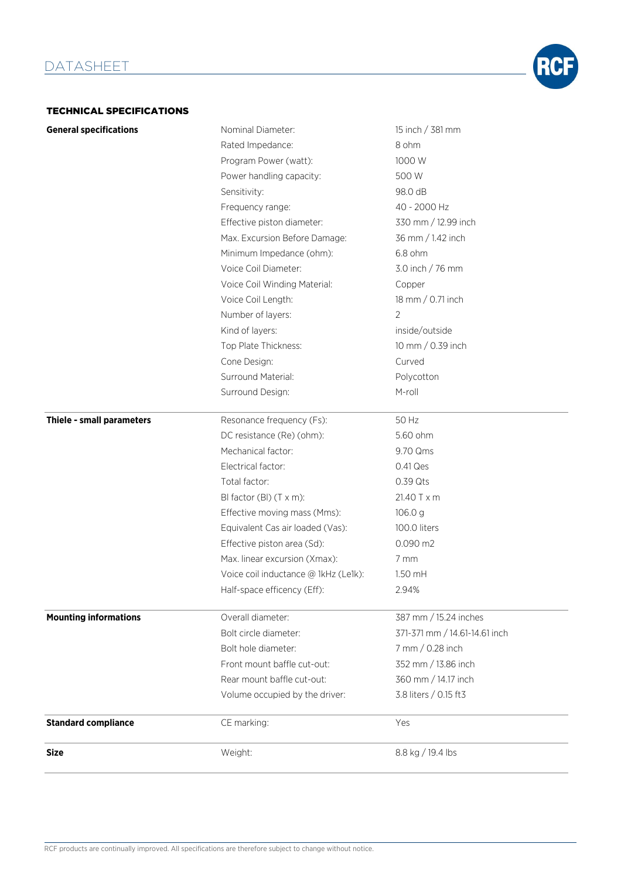## TECHNICAL SPECIFICATIONS

| | | |
|---|---|---|
| **General specifications** | Nominal Diameter: | 15 inch / 381 mm |
| | Rated Impedance: | 8 ohm |
| | Program Power (watt): | 1000 W |
| | Power handling capacity: | 500 W |
| | Sensitivity: | 98.0 dB |
| | Frequency range: | 40 - 2000 Hz |
| | Effective piston diameter: | 330 mm / 12.99 inch |
| | Max. Excursion Before Damage: | 36 mm / 1.42 inch |
| | Minimum Impedance (ohm): | 6.8 ohm |
| | Voice Coil Diameter: | 3.0 inch / 76 mm |
| | Voice Coil Winding Material: | Copper |
| | Voice Coil Length: | 18 mm / 0.71 inch |
| | Number of layers: | 2 |
| | Kind of layers: | inside/outside |
| | Top Plate Thickness: | 10 mm / 0.39 inch |
| | Cone Design: | Curved |
| | Surround Material: | Polycotton |
| | Surround Design: | M-roll |
| **Thiele - small parameters** | Resonance frequency (Fs): | 50 Hz |
| | DC resistance (Re) (ohm): | 5.60 ohm |
| | Mechanical factor: | 9.70 Qms |
| | Electrical factor: | 0.41 Qes |
| | Total factor: | 0.39 Qts |
| | Bl factor (Bl) (T x m): | 21.40 T x m |
| | Effective moving mass (Mms): | 106.0 g |
| | Equivalent Cas air loaded (Vas): | 100.0 liters |
| | Effective piston area (Sd): | 0.090 m2 |
| | Max. linear excursion (Xmax): | 7 mm |
| | Voice coil inductance @ 1kHz (Le1k): | 1.50 mH |
| | Half-space efficency (Eff): | 2.94% |
| **Mounting informations** | Overall diameter: | 387 mm / 15.24 inches |
| | Bolt circle diameter: | 371-371 mm / 14.61-14.61 inch |
| | Bolt hole diameter: | 7 mm / 0.28 inch |
| | Front mount baffle cut-out: | 352 mm / 13.86 inch |
| | Rear mount baffle cut-out: | 360 mm / 14.17 inch |
| | Volume occupied by the driver: | 3.8 liters / 0.15 ft3 |
| **Standard compliance** | CE marking: | Yes |
| **Size** | Weight: | 8.8 kg / 19.4 lbs |

RCF products are continually improved. All specifications are therefore subject to change without notice.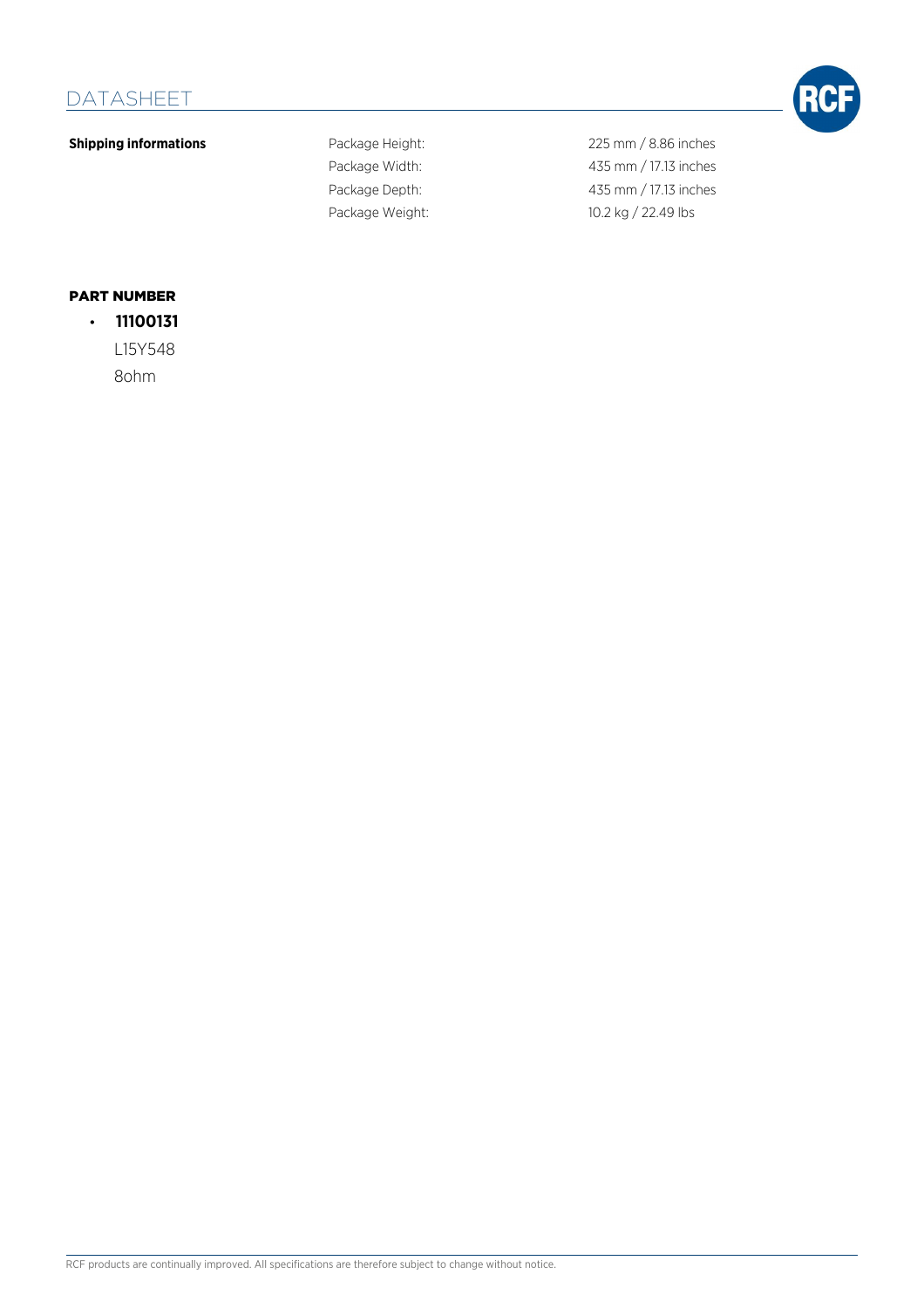| | | |
|---|---|---|
| **Shipping informations** | Package Height: | 225 mm / 8.86 inches |
| | Package Width: | 435 mm / 17.13 inches |
| | Package Depth: | 435 mm / 17.13 inches |
| | Package Weight: | 10.2 kg / 22.49 lbs |

**PART NUMBER**

- **11100131**
  L15Y548
  8ohm